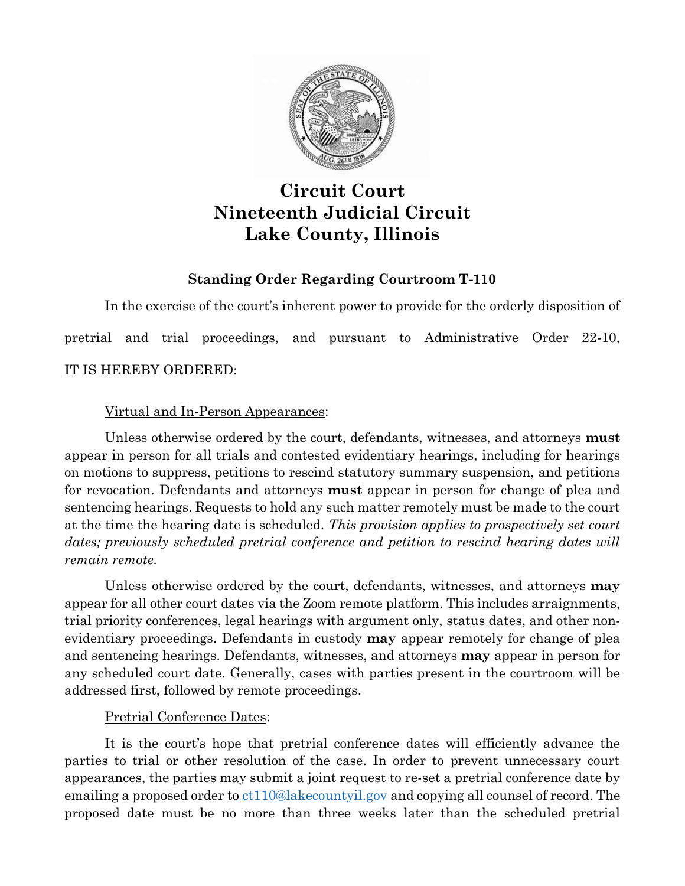# Circuit Court
# Nineteenth Judicial Circuit
# Lake County, Illinois

### Standing Order Regarding Courtroom T-110

In the exercise of the court's inherent power to provide for the orderly disposition of pretrial and trial proceedings, and pursuant to Administrative Order 22-10, IT IS HEREBY ORDERED:

Virtual and In-Person Appearances:

Unless otherwise ordered by the court, defendants, witnesses, and attorneys **must** appear in person for all trials and contested evidentiary hearings, including for hearings on motions to suppress, petitions to rescind statutory summary suspension, and petitions for revocation. Defendants and attorneys **must** appear in person for change of plea and sentencing hearings. Requests to hold any such matter remotely must be made to the court at the time the hearing date is scheduled. *This provision applies to prospectively set court dates; previously scheduled pretrial conference and petition to rescind hearing dates will remain remote.*

Unless otherwise ordered by the court, defendants, witnesses, and attorneys **may** appear for all other court dates via the Zoom remote platform. This includes arraignments, trial priority conferences, legal hearings with argument only, status dates, and other non-evidentiary proceedings. Defendants in custody **may** appear remotely for change of plea and sentencing hearings. Defendants, witnesses, and attorneys **may** appear in person for any scheduled court date. Generally, cases with parties present in the courtroom will be addressed first, followed by remote proceedings.

Pretrial Conference Dates:

It is the court's hope that pretrial conference dates will efficiently advance the parties to trial or other resolution of the case. In order to prevent unnecessary court appearances, the parties may submit a joint request to re-set a pretrial conference date by emailing a proposed order to ct110@lakecountyil.gov and copying all counsel of record. The proposed date must be no more than three weeks later than the scheduled pretrial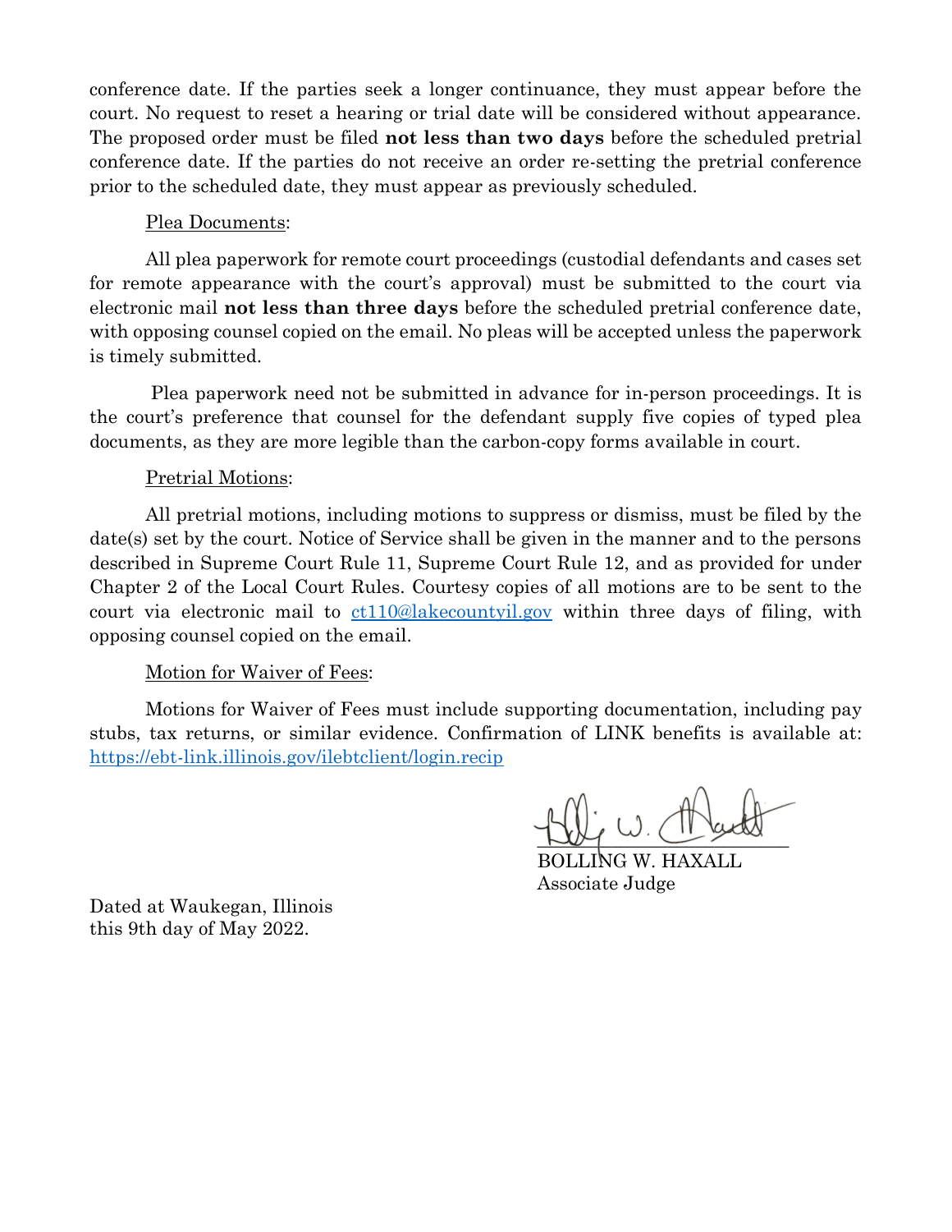conference date. If the parties seek a longer continuance, they must appear before the court. No request to reset a hearing or trial date will be considered without appearance. The proposed order must be filed **not less than two days** before the scheduled pretrial conference date. If the parties do not receive an order re-setting the pretrial conference prior to the scheduled date, they must appear as previously scheduled.

Plea Documents:

All plea paperwork for remote court proceedings (custodial defendants and cases set for remote appearance with the court's approval) must be submitted to the court via electronic mail **not less than three days** before the scheduled pretrial conference date, with opposing counsel copied on the email. No pleas will be accepted unless the paperwork is timely submitted.

Plea paperwork need not be submitted in advance for in-person proceedings. It is the court's preference that counsel for the defendant supply five copies of typed plea documents, as they are more legible than the carbon-copy forms available in court.

Pretrial Motions:

All pretrial motions, including motions to suppress or dismiss, must be filed by the date(s) set by the court. Notice of Service shall be given in the manner and to the persons described in Supreme Court Rule 11, Supreme Court Rule 12, and as provided for under Chapter 2 of the Local Court Rules. Courtesy copies of all motions are to be sent to the court via electronic mail to ct110@lakecountyil.gov within three days of filing, with opposing counsel copied on the email.

Motion for Waiver of Fees:

Motions for Waiver of Fees must include supporting documentation, including pay stubs, tax returns, or similar evidence. Confirmation of LINK benefits is available at: https://ebt-link.illinois.gov/ilebtclient/login.recip

BOLLING W. HAXALL
Associate Judge

Dated at Waukegan, Illinois
this 9th day of May 2022.